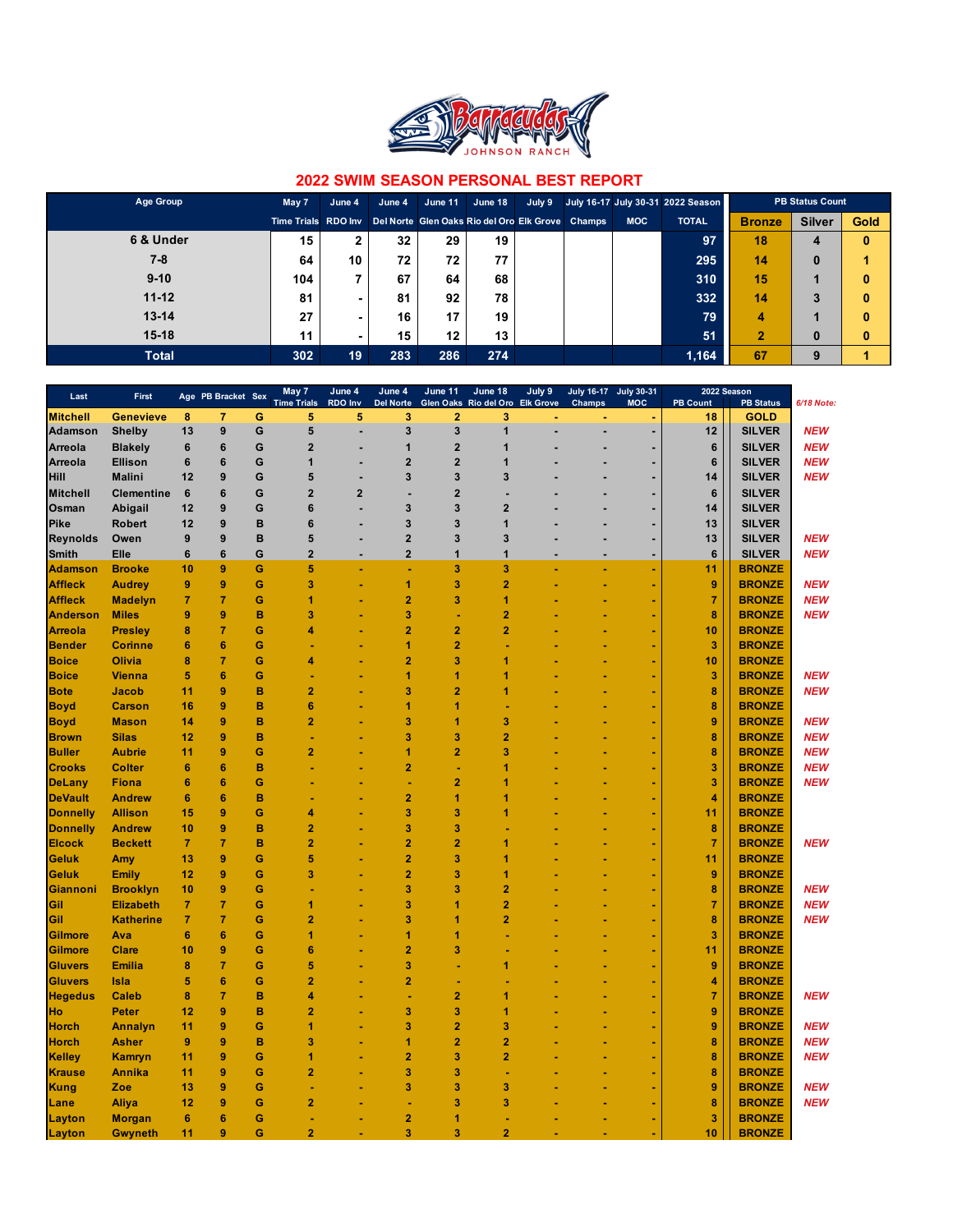Barracudas JOHNSON RANCH

# 2022 SWIM SEASON PERSONAL BEST REPORT

| Age Group | May 7 Time Trials | June 4 RDO Inv | June 4 Del Norte | June 11 Glen Oaks | June 18 Rio del Oro | July 9 Elk Grove | July 16-17 Champs | July 30-31 MOC | 2022 Season TOTAL | Bronze | Silver | Gold |
|---|---|---|---|---|---|---|---|---|---|---|---|---|
| 6 & Under | 15 | 2 | 32 | 29 | 19 | | | | 97 | 18 | 4 | 0 |
| 7-8 | 64 | 10 | 72 | 72 | 77 | | | | 295 | 14 | 0 | 1 |
| 9-10 | 104 | 7 | 67 | 64 | 68 | | | | 310 | 15 | 1 | 0 |
| 11-12 | 81 | - | 81 | 92 | 78 | | | | 332 | 14 | 3 | 0 |
| 13-14 | 27 | - | 16 | 17 | 19 | | | | 79 | 4 | 1 | 0 |
| 15-18 | 11 | - | 15 | 12 | 13 | | | | 51 | 2 | 0 | 0 |
| **Total** | 302 | 19 | 283 | 286 | 274 | | | | 1,164 | 67 | 9 | 1 |

| Last | First | Age | PB Bracket | Sex | May 7 Time Trials | June 4 RDO Inv | June 4 Del Norte | June 11 Glen Oaks | June 18 Rio del Oro | July 9 Elk Grove | July 16-17 Champs | July 30-31 MOC | 2022 Season PB Count | 2022 Season PB Status | 6/18 Note: |
|---|---|---|---|---|---|---|---|---|---|---|---|---|---|---|---|
| Mitchell | Genevieve | 8 | 7 | G | 5 | 5 | 3 | 2 | 3 | - | - | - | 18 | GOLD | |
| Adamson | Shelby | 13 | 9 | G | 5 | - | 3 | 3 | 1 | - | - | - | 12 | SILVER | NEW |
| Arreola | Blakely | 6 | 6 | G | 2 | - | 1 | 2 | 1 | - | - | - | 6 | SILVER | NEW |
| Arreola | Ellison | 6 | 6 | G | 1 | - | 2 | 2 | 1 | - | - | - | 6 | SILVER | NEW |
| Hill | Malini | 12 | 9 | G | 5 | - | 3 | 3 | 3 | - | - | - | 14 | SILVER | NEW |
| Mitchell | Clementine | 6 | 6 | G | 2 | 2 | - | 2 | - | - | - | - | 6 | SILVER | |
| Osman | Abigail | 12 | 9 | G | 6 | - | 3 | 3 | 2 | - | - | - | 14 | SILVER | |
| Pike | Robert | 12 | 9 | B | 6 | - | 3 | 3 | 1 | - | - | - | 13 | SILVER | |
| Reynolds | Owen | 9 | 9 | B | 5 | - | 2 | 3 | 3 | - | - | - | 13 | SILVER | NEW |
| Smith | Elle | 6 | 6 | G | 2 | - | 2 | 1 | 1 | - | - | - | 6 | SILVER | NEW |
| Adamson | Brooke | 10 | 9 | G | 5 | - | - | 3 | 3 | - | - | - | 11 | BRONZE | |
| Affleck | Audrey | 9 | 9 | G | 3 | - | 1 | 3 | 2 | - | - | - | 9 | BRONZE | NEW |
| Affleck | Madelyn | 7 | 7 | G | 1 | - | 2 | 3 | 1 | - | - | - | 7 | BRONZE | NEW |
| Anderson | Miles | 9 | 9 | B | 3 | - | 3 | - | 2 | - | - | - | 8 | BRONZE | NEW |
| Arreola | Presley | 8 | 7 | G | 4 | - | 2 | 2 | 2 | - | - | - | 10 | BRONZE | |
| Bender | Corinne | 6 | 6 | G | - | - | 1 | 2 | - | - | - | - | 3 | BRONZE | |
| Boice | Olivia | 8 | 7 | G | 4 | - | 2 | 3 | 1 | - | - | - | 10 | BRONZE | |
| Boice | Vienna | 5 | 6 | G | - | - | 1 | 1 | 1 | - | - | - | 3 | BRONZE | NEW |
| Bote | Jacob | 11 | 9 | B | 2 | - | 3 | 2 | 1 | - | - | - | 8 | BRONZE | NEW |
| Boyd | Carson | 16 | 9 | B | 6 | - | 1 | 1 | - | - | - | - | 8 | BRONZE | |
| Boyd | Mason | 14 | 9 | B | 2 | - | 3 | 1 | 3 | - | - | - | 9 | BRONZE | NEW |
| Brown | Silas | 12 | 9 | B | - | - | 3 | 3 | 2 | - | - | - | 8 | BRONZE | NEW |
| Buller | Aubrie | 11 | 9 | G | 2 | - | 1 | 2 | 3 | - | - | - | 8 | BRONZE | NEW |
| Crooks | Colter | 6 | 6 | B | - | - | 2 | - | 1 | - | - | - | 3 | BRONZE | NEW |
| DeLany | Fiona | 6 | 6 | G | - | - | - | 2 | 1 | - | - | - | 3 | BRONZE | NEW |
| DeVault | Andrew | 6 | 6 | B | - | - | 2 | 1 | 1 | - | - | - | 4 | BRONZE | |
| Donnelly | Allison | 15 | 9 | G | 4 | - | 3 | 3 | 1 | - | - | - | 11 | BRONZE | |
| Donnelly | Andrew | 10 | 9 | B | 2 | - | 3 | 3 | - | - | - | - | 8 | BRONZE | |
| Elcock | Beckett | 7 | 7 | B | 2 | - | 2 | 2 | 1 | - | - | - | 7 | BRONZE | NEW |
| Geluk | Amy | 13 | 9 | G | 5 | - | 2 | 3 | 1 | - | - | - | 11 | BRONZE | |
| Geluk | Emily | 12 | 9 | G | 3 | - | 2 | 3 | 1 | - | - | - | 9 | BRONZE | |
| Giannoni | Brooklyn | 10 | 9 | G | - | - | 3 | 3 | 2 | - | - | - | 8 | BRONZE | NEW |
| Gil | Elizabeth | 7 | 7 | G | 1 | - | 3 | 1 | 2 | - | - | - | 7 | BRONZE | NEW |
| Gil | Katherine | 7 | 7 | G | 2 | - | 3 | 1 | 2 | - | - | - | 8 | BRONZE | NEW |
| Gilmore | Ava | 6 | 6 | G | 1 | - | 1 | 1 | - | - | - | - | 3 | BRONZE | |
| Gilmore | Clare | 10 | 9 | G | 6 | - | 2 | 3 | - | - | - | - | 11 | BRONZE | |
| Gluvers | Emilia | 8 | 7 | G | 5 | - | 3 | - | 1 | - | - | - | 9 | BRONZE | |
| Gluvers | Isla | 5 | 6 | G | 2 | - | 2 | - | - | - | - | - | 4 | BRONZE | |
| Hegedus | Caleb | 8 | 7 | B | 4 | - | - | 2 | 1 | - | - | - | 7 | BRONZE | NEW |
| Ho | Peter | 12 | 9 | B | 2 | - | 3 | 3 | 1 | - | - | - | 9 | BRONZE | |
| Horch | Annalyn | 11 | 9 | G | 1 | - | 3 | 2 | 3 | - | - | - | 9 | BRONZE | NEW |
| Horch | Asher | 9 | 9 | B | 3 | - | 1 | 2 | 2 | - | - | - | 8 | BRONZE | NEW |
| Kelley | Kamryn | 11 | 9 | G | 1 | - | 2 | 3 | 2 | - | - | - | 8 | BRONZE | NEW |
| Krause | Annika | 11 | 9 | G | 2 | - | 3 | 3 | - | - | - | - | 8 | BRONZE | |
| Kung | Zoe | 13 | 9 | G | - | - | 3 | 3 | 3 | - | - | - | 9 | BRONZE | NEW |
| Lane | Aliya | 12 | 9 | G | 2 | - | - | 3 | 3 | - | - | - | 8 | BRONZE | NEW |
| Layton | Morgan | 6 | 6 | G | - | - | 2 | 1 | - | - | - | - | 3 | BRONZE | |
| Layton | Gwyneth | 11 | 9 | G | 2 | - | 3 | 3 | 2 | - | - | - | 10 | BRONZE | |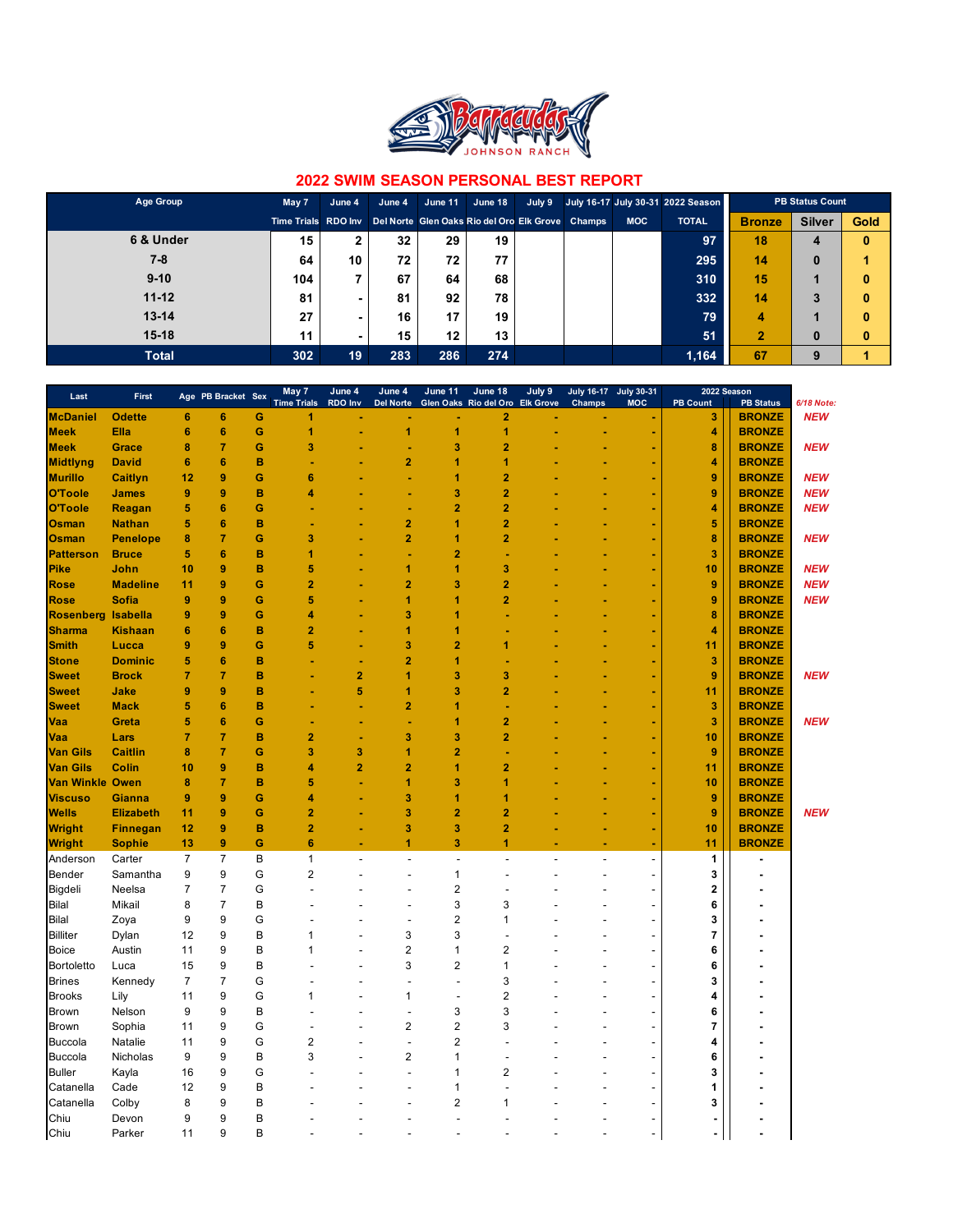Barracudas JOHNSON RANCH

## 2022 SWIM SEASON PERSONAL BEST REPORT

| Age Group | May 7 Time Trials | June 4 RDO Inv | June 4 Del Norte | June 11 Glen Oaks | June 18 Rio del Oro | July 9 Elk Grove | July 16-17 Champs | July 30-31 MOC | 2022 Season TOTAL | PB Status Count Bronze | Silver | Gold |
|---|---|---|---|---|---|---|---|---|---|---|---|---|
| 6 & Under | 15 | 2 | 32 | 29 | 19 | | | | 97 | 18 | 4 | 0 |
| 7-8 | 64 | 10 | 72 | 72 | 77 | | | | 295 | 14 | 0 | 1 |
| 9-10 | 104 | 7 | 67 | 64 | 68 | | | | 310 | 15 | 1 | 0 |
| 11-12 | 81 | - | 81 | 92 | 78 | | | | 332 | 14 | 3 | 0 |
| 13-14 | 27 | - | 16 | 17 | 19 | | | | 79 | 4 | 1 | 0 |
| 15-18 | 11 | - | 15 | 12 | 13 | | | | 51 | 2 | 0 | 0 |
| Total | 302 | 19 | 283 | 286 | 274 | | | | 1,164 | 67 | 9 | 1 |

| Last | First | Age | PB Bracket | Sex | May 7 Time Trials | June 4 RDO Inv | June 4 Del Norte | June 11 Glen Oaks | June 18 Rio del Oro | July 9 Elk Grove | July 16-17 Champs | July 30-31 MOC | 2022 Season PB Count | PB Status | 6/18 Note: |
|---|---|---|---|---|---|---|---|---|---|---|---|---|---|---|---|
| McDaniel | Odette | 6 | 6 | G | 1 | - | - | - | 2 | - | - | - | 3 | BRONZE | NEW |
| Meek | Ella | 6 | 6 | G | 1 | - | 1 | 1 | 1 | - | - | - | 4 | BRONZE | |
| Meek | Grace | 8 | 7 | G | 3 | - | - | 3 | 2 | - | - | - | 8 | BRONZE | NEW |
| Midtlyng | David | 6 | 6 | B | - | - | 2 | 1 | 1 | - | - | - | 4 | BRONZE | |
| Murillo | Caitlyn | 12 | 9 | G | 6 | - | - | 1 | 2 | - | - | - | 9 | BRONZE | NEW |
| O'Toole | James | 9 | 9 | B | 4 | - | - | 3 | 2 | - | - | - | 9 | BRONZE | NEW |
| O'Toole | Reagan | 5 | 6 | G | - | - | - | 2 | 2 | - | - | - | 4 | BRONZE | NEW |
| Osman | Nathan | 5 | 6 | B | - | - | 2 | 1 | 2 | - | - | - | 5 | BRONZE | |
| Osman | Penelope | 8 | 7 | G | 3 | - | 2 | 1 | 2 | - | - | - | 8 | BRONZE | NEW |
| Patterson | Bruce | 5 | 6 | B | 1 | - | - | 2 | - | - | - | - | 3 | BRONZE | |
| Pike | John | 10 | 9 | B | 5 | - | 1 | 1 | 3 | - | - | - | 10 | BRONZE | NEW |
| Rose | Madeline | 11 | 9 | G | 2 | - | 2 | 3 | 2 | - | - | - | 9 | BRONZE | NEW |
| Rose | Sofia | 9 | 9 | G | 5 | - | 1 | 1 | 2 | - | - | - | 9 | BRONZE | NEW |
| Rosenberg | Isabella | 9 | 9 | G | 4 | - | 3 | 1 | - | - | - | - | 8 | BRONZE | |
| Sharma | Kishaan | 6 | 6 | B | 2 | - | 1 | 1 | - | - | - | - | 4 | BRONZE | |
| Smith | Lucca | 9 | 9 | G | 5 | - | 3 | 2 | 1 | - | - | - | 11 | BRONZE | |
| Stone | Dominic | 5 | 6 | B | - | - | 2 | 1 | - | - | - | - | 3 | BRONZE | |
| Sweet | Brock | 7 | 7 | B | - | 2 | 1 | 3 | 3 | - | - | - | 9 | BRONZE | NEW |
| Sweet | Jake | 9 | 9 | B | - | 5 | 1 | 3 | 2 | - | - | - | 11 | BRONZE | |
| Sweet | Mack | 5 | 6 | B | - | - | 2 | 1 | - | - | - | - | 3 | BRONZE | |
| Vaa | Greta | 5 | 6 | G | - | - | - | 1 | 2 | - | - | - | 3 | BRONZE | NEW |
| Vaa | Lars | 7 | 7 | B | 2 | - | 3 | 3 | 2 | - | - | - | 10 | BRONZE | |
| Van Gils | Caitlin | 8 | 7 | G | 3 | 3 | 1 | 2 | - | - | - | - | 9 | BRONZE | |
| Van Gils | Colin | 10 | 9 | B | 4 | 2 | 2 | 1 | 2 | - | - | - | 11 | BRONZE | |
| Van Winkle | Owen | 8 | 7 | B | 5 | - | 1 | 3 | 1 | - | - | - | 10 | BRONZE | |
| Viscuso | Gianna | 9 | 9 | G | 4 | - | 3 | 1 | 1 | - | - | - | 9 | BRONZE | |
| Wells | Elizabeth | 11 | 9 | G | 2 | - | 3 | 2 | 2 | - | - | - | 9 | BRONZE | NEW |
| Wright | Finnegan | 12 | 9 | B | 2 | - | 3 | 3 | 2 | - | - | - | 10 | BRONZE | |
| Wright | Sophie | 13 | 9 | G | 6 | - | 1 | 3 | 1 | - | - | - | 11 | BRONZE | |
| Anderson | Carter | 7 | 7 | B | 1 | - | - | - | - | - | - | - | 1 | - | |
| Bender | Samantha | 9 | 9 | G | 2 | - | - | 1 | - | - | - | - | 3 | - | |
| Bigdeli | Neelsa | 7 | 7 | G | - | - | - | 2 | - | - | - | - | 2 | - | |
| Bilal | Mikail | 8 | 7 | B | - | - | - | 3 | 3 | - | - | - | 6 | - | |
| Bilal | Zoya | 9 | 9 | G | - | - | - | 2 | 1 | - | - | - | 3 | - | |
| Billiter | Dylan | 12 | 9 | B | 1 | - | 3 | 3 | - | - | - | - | 7 | - | |
| Boice | Austin | 11 | 9 | B | 1 | - | 2 | 1 | 2 | - | - | - | 6 | - | |
| Bortoletto | Luca | 15 | 9 | B | - | - | 3 | 2 | 1 | - | - | - | 6 | - | |
| Brines | Kennedy | 7 | 7 | G | - | - | - | - | 3 | - | - | - | 3 | - | |
| Brooks | Lily | 11 | 9 | G | 1 | - | 1 | - | 2 | - | - | - | 4 | - | |
| Brown | Nelson | 9 | 9 | B | - | - | - | 3 | 3 | - | - | - | 6 | - | |
| Brown | Sophia | 11 | 9 | G | - | - | 2 | 2 | 3 | - | - | - | 7 | - | |
| Buccola | Natalie | 11 | 9 | G | 2 | - | - | 2 | - | - | - | - | 4 | - | |
| Buccola | Nicholas | 9 | 9 | B | 3 | - | 2 | 1 | - | - | - | - | 6 | - | |
| Buller | Kayla | 16 | 9 | G | - | - | - | 1 | 2 | - | - | - | 3 | - | |
| Catanella | Cade | 12 | 9 | B | - | - | - | 1 | - | - | - | - | 1 | - | |
| Catanella | Colby | 8 | 9 | B | - | - | - | 2 | 1 | - | - | - | 3 | - | |
| Chiu | Devon | 9 | 9 | B | - | - | - | - | - | - | - | - | - | - | |
| Chiu | Parker | 11 | 9 | B | - | - | - | - | - | - | - | - | - | - | |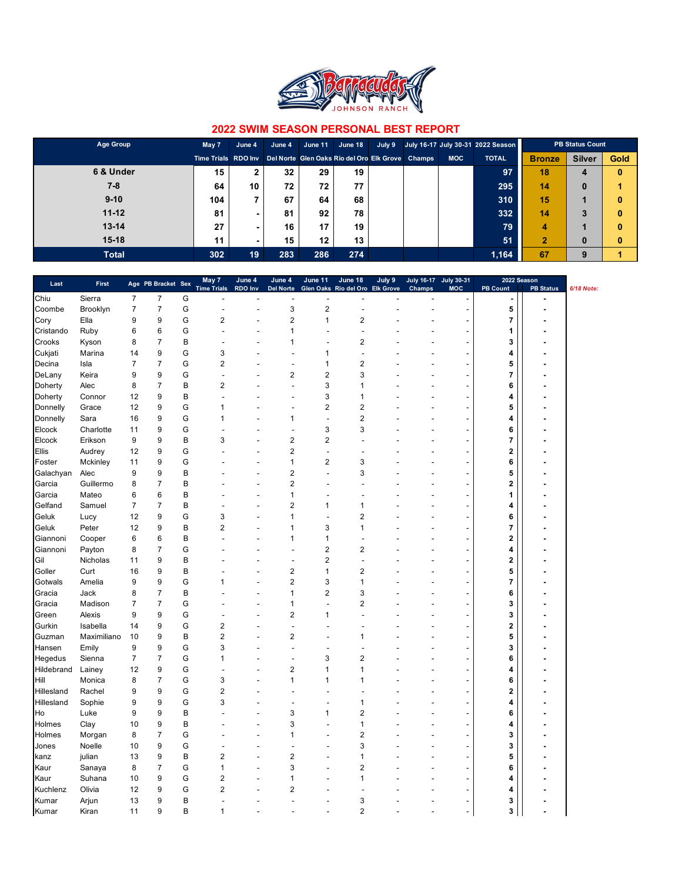Barracudas JOHNSON RANCH

## 2022 SWIM SEASON PERSONAL BEST REPORT

| Age Group | May 7 Time Trials | June 4 RDO Inv | June 4 Del Norte | June 11 Glen Oaks | June 18 Rio del Oro | July 9 Elk Grove | July 16-17 Champs | July 30-31 MOC | 2022 Season TOTAL | Bronze | Silver | Gold |
|---|---|---|---|---|---|---|---|---|---|---|---|---|
| 6 & Under | 15 | 2 | 32 | 29 | 19 | | | | 97 | 18 | 4 | 0 |
| 7-8 | 64 | 10 | 72 | 72 | 77 | | | | 295 | 14 | 0 | 1 |
| 9-10 | 104 | 7 | 67 | 64 | 68 | | | | 310 | 15 | 1 | 0 |
| 11-12 | 81 | - | 81 | 92 | 78 | | | | 332 | 14 | 3 | 0 |
| 13-14 | 27 | - | 16 | 17 | 19 | | | | 79 | 4 | 1 | 0 |
| 15-18 | 11 | - | 15 | 12 | 13 | | | | 51 | 2 | 0 | 0 |
| **Total** | 302 | 19 | 283 | 286 | 274 | | | | 1,164 | 67 | 9 | 1 |

| Last | First | Age | PB Bracket | Sex | May 7 Time Trials | June 4 RDO Inv | June 4 Del Norte | June 11 Glen Oaks | June 18 Rio del Oro | July 9 Elk Grove | July 16-17 Champs | July 30-31 MOC | 2022 Season PB Count | 2022 Season PB Status | 6/18 Note: |
|---|---|---|---|---|---|---|---|---|---|---|---|---|---|---|---|
| Chiu | Sierra | 7 | 7 | G | - | - | - | - | - | - | - | - | - | - | |
| Coombe | Brooklyn | 7 | 7 | G | - | - | 3 | 2 | - | - | - | - | 5 | - | |
| Cory | Ella | 9 | 9 | G | 2 | - | 2 | 1 | 2 | - | - | - | 7 | - | |
| Cristando | Ruby | 6 | 6 | G | - | - | 1 | - | - | - | - | - | 1 | - | |
| Crooks | Kyson | 8 | 7 | B | - | - | 1 | - | 2 | - | - | - | 3 | - | |
| Cukjati | Marina | 14 | 9 | G | 3 | - | - | 1 | - | - | - | - | 4 | - | |
| Decina | Isla | 7 | 7 | G | 2 | - | - | 1 | 2 | - | - | - | 5 | - | |
| DeLany | Keira | 9 | 9 | G | - | - | 2 | 2 | 3 | - | - | - | 7 | - | |
| Doherty | Alec | 8 | 7 | B | 2 | - | - | 3 | 1 | - | - | - | 6 | - | |
| Doherty | Connor | 12 | 9 | B | - | - | - | 3 | 1 | - | - | - | 4 | - | |
| Donnelly | Grace | 12 | 9 | G | 1 | - | - | 2 | 2 | - | - | - | 5 | - | |
| Donnelly | Sara | 16 | 9 | G | 1 | - | 1 | - | 2 | - | - | - | 4 | - | |
| Elcock | Charlotte | 11 | 9 | G | - | - | - | 3 | 3 | - | - | - | 6 | - | |
| Elcock | Erikson | 9 | 9 | B | 3 | - | 2 | 2 | - | - | - | - | 7 | - | |
| Ellis | Audrey | 12 | 9 | G | - | - | 2 | - | - | - | - | - | 2 | - | |
| Foster | Mckinley | 11 | 9 | G | - | - | 1 | 2 | 3 | - | - | - | 6 | - | |
| Galachyan | Alec | 9 | 9 | B | - | - | 2 | - | 3 | - | - | - | 5 | - | |
| Garcia | Guillermo | 8 | 7 | B | - | - | 2 | - | - | - | - | - | 2 | - | |
| Garcia | Mateo | 6 | 6 | B | - | - | 1 | - | - | - | - | - | 1 | - | |
| Gelfand | Samuel | 7 | 7 | B | - | - | 2 | 1 | 1 | - | - | - | 4 | - | |
| Geluk | Lucy | 12 | 9 | G | 3 | - | 1 | - | 2 | - | - | - | 6 | - | |
| Geluk | Peter | 12 | 9 | B | 2 | - | 1 | 3 | 1 | - | - | - | 7 | - | |
| Giannoni | Cooper | 6 | 6 | B | - | - | 1 | 1 | - | - | - | - | 2 | - | |
| Giannoni | Payton | 8 | 7 | G | - | - | - | 2 | 2 | - | - | - | 4 | - | |
| Gil | Nicholas | 11 | 9 | B | - | - | - | 2 | - | - | - | - | 2 | - | |
| Goller | Curt | 16 | 9 | B | - | - | 2 | 1 | 2 | - | - | - | 5 | - | |
| Gotwals | Amelia | 9 | 9 | G | 1 | - | 2 | 3 | 1 | - | - | - | 7 | - | |
| Gracia | Jack | 8 | 7 | B | - | - | 1 | 2 | 3 | - | - | - | 6 | - | |
| Gracia | Madison | 7 | 7 | G | - | - | 1 | - | 2 | - | - | - | 3 | - | |
| Green | Alexis | 9 | 9 | G | - | - | 2 | 1 | - | - | - | - | 3 | - | |
| Gurkin | Isabella | 14 | 9 | G | 2 | - | - | - | - | - | - | - | 2 | - | |
| Guzman | Maximiliano | 10 | 9 | B | 2 | - | 2 | - | 1 | - | - | - | 5 | - | |
| Hansen | Emily | 9 | 9 | G | 3 | - | - | - | - | - | - | - | 3 | - | |
| Hegedus | Sienna | 7 | 7 | G | 1 | - | - | 3 | 2 | - | - | - | 6 | - | |
| Hildebrand | Lainey | 12 | 9 | G | - | - | 2 | 1 | 1 | - | - | - | 4 | - | |
| Hill | Monica | 8 | 7 | G | 3 | - | 1 | 1 | 1 | - | - | - | 6 | - | |
| Hillesland | Rachel | 9 | 9 | G | 2 | - | - | - | - | - | - | - | 2 | - | |
| Hillesland | Sophie | 9 | 9 | G | 3 | - | - | - | 1 | - | - | - | 4 | - | |
| Ho | Luke | 9 | 9 | B | - | - | 3 | 1 | 2 | - | - | - | 6 | - | |
| Holmes | Clay | 10 | 9 | B | - | - | 3 | - | 1 | - | - | - | 4 | - | |
| Holmes | Morgan | 8 | 7 | G | - | - | 1 | - | 2 | - | - | - | 3 | - | |
| Jones | Noelle | 10 | 9 | G | - | - | - | - | 3 | - | - | - | 3 | - | |
| kanz | julian | 13 | 9 | B | 2 | - | 2 | - | 1 | - | - | - | 5 | - | |
| Kaur | Sanaya | 8 | 7 | G | 1 | - | 3 | - | 2 | - | - | - | 6 | - | |
| Kaur | Suhana | 10 | 9 | G | 2 | - | 1 | - | 1 | - | - | - | 4 | - | |
| Kuchlenz | Olivia | 12 | 9 | G | 2 | - | 2 | - | - | - | - | - | 4 | - | |
| Kumar | Arjun | 13 | 9 | B | - | - | - | - | 3 | - | - | - | 3 | - | |
| Kumar | Kiran | 11 | 9 | B | 1 | - | - | - | 2 | - | - | - | 3 | - | |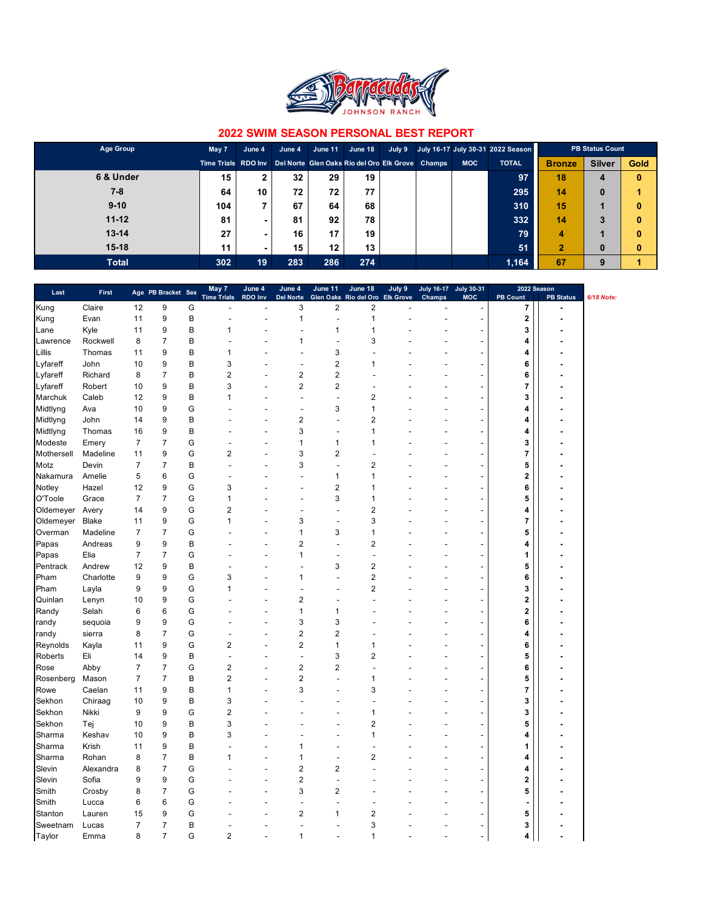Barracudas JOHNSON RANCH

## 2022 SWIM SEASON PERSONAL BEST REPORT

| Age Group | May 7 Time Trials | June 4 RDO Inv | June 4 Del Norte | June 11 Glen Oaks | June 18 Rio del Oro | July 9 Elk Grove | July 16-17 Champs | July 30-31 MOC | 2022 Season TOTAL | PB Status Count Bronze | Silver | Gold |
|---|---|---|---|---|---|---|---|---|---|---|---|---|
| 6 & Under | 15 | 2 | 32 | 29 | 19 | | | | 97 | 18 | 4 | 0 |
| 7-8 | 64 | 10 | 72 | 72 | 77 | | | | 295 | 14 | 0 | 1 |
| 9-10 | 104 | 7 | 67 | 64 | 68 | | | | 310 | 15 | 1 | 0 |
| 11-12 | 81 | - | 81 | 92 | 78 | | | | 332 | 14 | 3 | 0 |
| 13-14 | 27 | - | 16 | 17 | 19 | | | | 79 | 4 | 1 | 0 |
| 15-18 | 11 | - | 15 | 12 | 13 | | | | 51 | 2 | 0 | 0 |
| **Total** | 302 | 19 | 283 | 286 | 274 | | | | 1,164 | 67 | 9 | 1 |

| Last | First | Age | PB Bracket | Sex | May 7 Time Trials | June 4 RDO Inv | June 4 Del Norte | June 11 Glen Oaks | June 18 Rio del Oro | July 9 Elk Grove | July 16-17 Champs | July 30-31 MOC | 2022 Season PB Count | PB Status | *6/18 Note:* |
|---|---|---|---|---|---|---|---|---|---|---|---|---|---|---|---|
| Kung | Claire | 12 | 9 | G | - | - | 3 | 2 | 2 | - | - | - | 7 | - | |
| Kung | Evan | 11 | 9 | B | - | - | 1 | - | 1 | - | - | - | 2 | - | |
| Lane | Kyle | 11 | 9 | B | 1 | - | - | 1 | 1 | - | - | - | 3 | - | |
| Lawrence | Rockwell | 8 | 7 | B | - | - | 1 | - | 3 | - | - | - | 4 | - | |
| Lillis | Thomas | 11 | 9 | B | 1 | - | - | 3 | - | - | - | - | 4 | - | |
| Lyfareff | John | 10 | 9 | B | 3 | - | - | 2 | 1 | - | - | - | 6 | - | |
| Lyfareff | Richard | 8 | 7 | B | 2 | - | 2 | 2 | - | - | - | - | 6 | - | |
| Lyfareff | Robert | 10 | 9 | B | 3 | - | 2 | 2 | - | - | - | - | 7 | - | |
| Marchuk | Caleb | 12 | 9 | B | 1 | - | - | - | 2 | - | - | - | 3 | - | |
| Midtlyng | Ava | 10 | 9 | G | - | - | - | 3 | 1 | - | - | - | 4 | - | |
| Midtlyng | John | 14 | 9 | B | - | - | 2 | - | 2 | - | - | - | 4 | - | |
| Midtlyng | Thomas | 16 | 9 | B | - | - | 3 | - | 1 | - | - | - | 4 | - | |
| Modeste | Emery | 7 | 7 | G | - | - | 1 | 1 | 1 | - | - | - | 3 | - | |
| Mothersell | Madeline | 11 | 9 | G | 2 | - | 3 | 2 | - | - | - | - | 7 | - | |
| Motz | Devin | 7 | 7 | B | - | - | 3 | - | 2 | - | - | - | 5 | - | |
| Nakamura | Amelie | 5 | 6 | G | - | - | - | 1 | 1 | - | - | - | 2 | - | |
| Notley | Hazel | 12 | 9 | G | 3 | - | - | 2 | 1 | - | - | - | 6 | - | |
| O'Toole | Grace | 7 | 7 | G | 1 | - | - | 3 | 1 | - | - | - | 5 | - | |
| Oldemeyer | Avery | 14 | 9 | G | 2 | - | - | - | 2 | - | - | - | 4 | - | |
| Oldemeyer | Blake | 11 | 9 | G | 1 | - | 3 | - | 3 | - | - | - | 7 | - | |
| Overman | Madeline | 7 | 7 | G | - | - | 1 | 3 | 1 | - | - | - | 5 | - | |
| Papas | Andreas | 9 | 9 | B | - | - | 2 | - | 2 | - | - | - | 4 | - | |
| Papas | Elia | 7 | 7 | G | - | - | 1 | - | - | - | - | - | 1 | - | |
| Pentrack | Andrew | 12 | 9 | B | - | - | - | 3 | 2 | - | - | - | 5 | - | |
| Pham | Charlotte | 9 | 9 | G | 3 | - | 1 | - | 2 | - | - | - | 6 | - | |
| Pham | Layla | 9 | 9 | G | 1 | - | - | - | 2 | - | - | - | 3 | - | |
| Quinlan | Lenyn | 10 | 9 | G | - | - | 2 | - | - | - | - | - | 2 | - | |
| Randy | Selah | 6 | 6 | G | - | - | 1 | 1 | - | - | - | - | 2 | - | |
| randy | sequoia | 9 | 9 | G | - | - | 3 | 3 | - | - | - | - | 6 | - | |
| randy | sierra | 8 | 7 | G | - | - | 2 | 2 | - | - | - | - | 4 | - | |
| Reynolds | Kayla | 11 | 9 | G | 2 | - | 2 | 1 | 1 | - | - | - | 6 | - | |
| Roberts | Eli | 14 | 9 | B | - | - | - | 3 | 2 | - | - | - | 5 | - | |
| Rose | Abby | 7 | 7 | G | 2 | - | 2 | 2 | - | - | - | - | 6 | - | |
| Rosenberg | Mason | 7 | 7 | B | 2 | - | 2 | - | 1 | - | - | - | 5 | - | |
| Rowe | Caelan | 11 | 9 | B | 1 | - | 3 | - | 3 | - | - | - | 7 | - | |
| Sekhon | Chiraag | 10 | 9 | B | 3 | - | - | - | - | - | - | - | 3 | - | |
| Sekhon | Nikki | 9 | 9 | G | 2 | - | - | - | 1 | - | - | - | 3 | - | |
| Sekhon | Tej | 10 | 9 | B | 3 | - | - | - | 2 | - | - | - | 5 | - | |
| Sharma | Keshav | 10 | 9 | B | 3 | - | - | - | 1 | - | - | - | 4 | - | |
| Sharma | Krish | 11 | 9 | B | - | - | 1 | - | - | - | - | - | 1 | - | |
| Sharma | Rohan | 8 | 7 | B | 1 | - | 1 | - | 2 | - | - | - | 4 | - | |
| Slevin | Alexandra | 8 | 7 | G | - | - | 2 | 2 | - | - | - | - | 4 | - | |
| Slevin | Sofia | 9 | 9 | G | - | - | 2 | - | - | - | - | - | 2 | - | |
| Smith | Crosby | 8 | 7 | G | - | - | 3 | 2 | - | - | - | - | 5 | - | |
| Smith | Lucca | 6 | 6 | G | - | - | - | - | - | - | - | - | - | - | |
| Stanton | Lauren | 15 | 9 | G | - | - | 2 | 1 | 2 | - | - | - | 5 | - | |
| Sweetnam | Lucas | 7 | 7 | B | - | - | - | - | 3 | - | - | - | 3 | - | |
| Taylor | Emma | 8 | 7 | G | 2 | - | 1 | - | 1 | - | - | - | 4 | - | |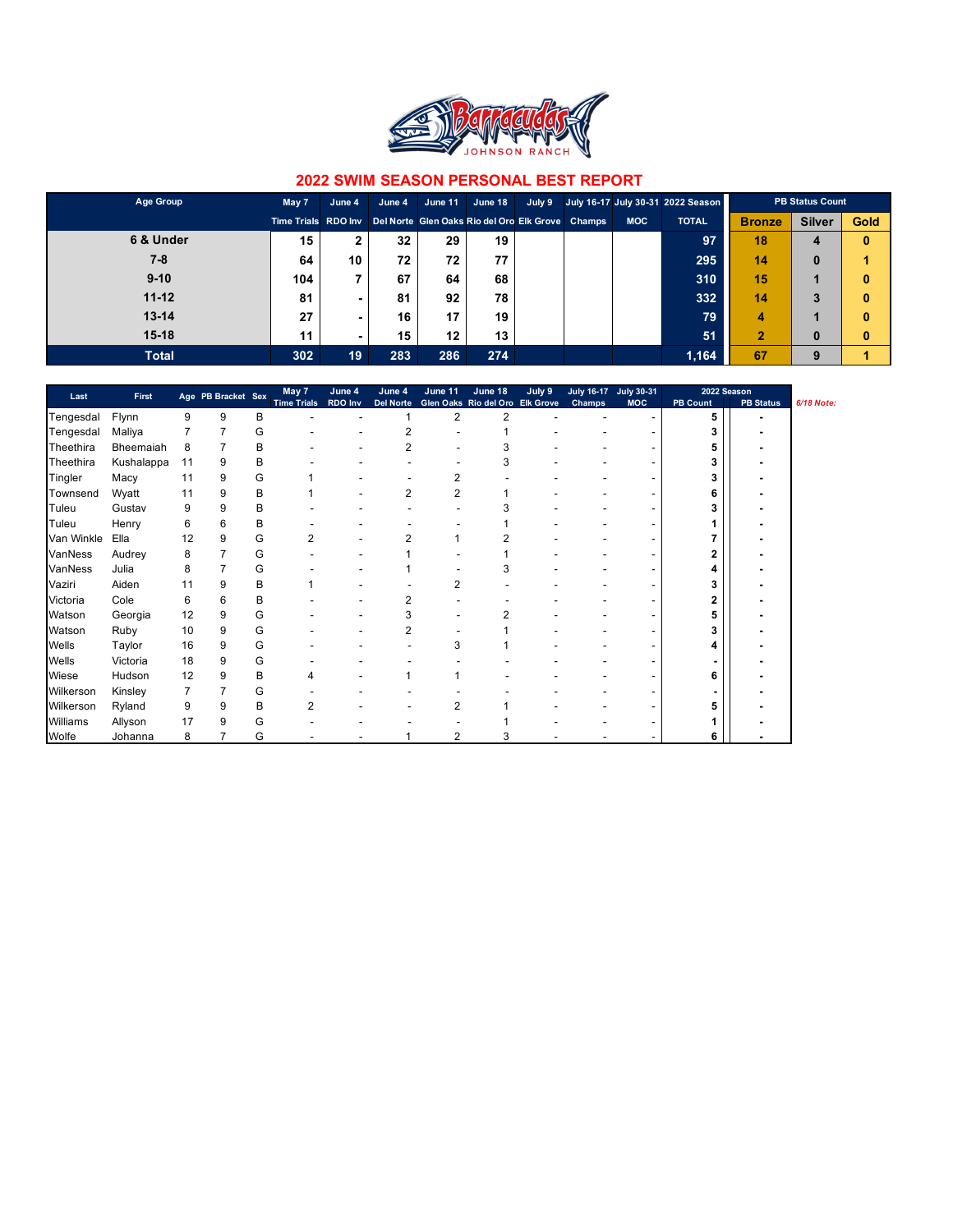## 2022 SWIM SEASON PERSONAL BEST REPORT

| Age Group | May 7 Time Trials | June 4 RDO Inv | June 4 Del Norte | June 11 Glen Oaks | June 18 Rio del Oro | July 9 Elk Grove | July 16-17 Champs | July 30-31 MOC | 2022 Season TOTAL | PB Status Count Bronze | Silver | Gold |
|---|---|---|---|---|---|---|---|---|---|---|---|---|
| 6 & Under | 15 | 2 | 32 | 29 | 19 | | | | 97 | 18 | 4 | 0 |
| 7-8 | 64 | 10 | 72 | 72 | 77 | | | | 295 | 14 | 0 | 1 |
| 9-10 | 104 | 7 | 67 | 64 | 68 | | | | 310 | 15 | 1 | 0 |
| 11-12 | 81 | - | 81 | 92 | 78 | | | | 332 | 14 | 3 | 0 |
| 13-14 | 27 | - | 16 | 17 | 19 | | | | 79 | 4 | 1 | 0 |
| 15-18 | 11 | - | 15 | 12 | 13 | | | | 51 | 2 | 0 | 0 |
| Total | 302 | 19 | 283 | 286 | 274 | | | | 1,164 | 67 | 9 | 1 |

| Last | First | Age | PB Bracket | Sex | May 7 Time Trials | June 4 RDO Inv | June 4 Del Norte | June 11 Glen Oaks | June 18 Rio del Oro | July 9 Elk Grove | July 16-17 Champs | July 30-31 MOC | 2022 Season PB Count | PB Status |
|---|---|---|---|---|---|---|---|---|---|---|---|---|---|---|
| Tengesdal | Flynn | 9 | 9 | B | - | - | 1 | 2 | 2 | - | - | - | 5 | - |
| Tengesdal | Maliya | 7 | 7 | G | - | - | 2 | - | 1 | - | - | - | 3 | - |
| Theethira | Bheemaiah | 8 | 7 | B | - | - | 2 | - | 3 | - | - | - | 5 | - |
| Theethira | Kushalappa | 11 | 9 | B | - | - | - | - | 3 | - | - | - | 3 | - |
| Tingler | Macy | 11 | 9 | G | 1 | - | - | 2 | - | - | - | - | 3 | - |
| Townsend | Wyatt | 11 | 9 | B | 1 | - | 2 | 2 | 1 | - | - | - | 6 | - |
| Tuleu | Gustav | 9 | 9 | B | - | - | - | - | 3 | - | - | - | 3 | - |
| Tuleu | Henry | 6 | 6 | B | - | - | - | - | 1 | - | - | - | 1 | - |
| Van Winkle | Ella | 12 | 9 | G | 2 | - | 2 | 1 | 2 | - | - | - | 7 | - |
| VanNess | Audrey | 8 | 7 | G | - | - | 1 | - | 1 | - | - | - | 2 | - |
| VanNess | Julia | 8 | 7 | G | - | - | 1 | - | 3 | - | - | - | 4 | - |
| Vaziri | Aiden | 11 | 9 | B | 1 | - | - | 2 | - | - | - | - | 3 | - |
| Victoria | Cole | 6 | 6 | B | - | - | 2 | - | - | - | - | - | 2 | - |
| Watson | Georgia | 12 | 9 | G | - | - | 3 | - | 2 | - | - | - | 5 | - |
| Watson | Ruby | 10 | 9 | G | - | - | 2 | - | 1 | - | - | - | 3 | - |
| Wells | Taylor | 16 | 9 | G | - | - | - | 3 | 1 | - | - | - | 4 | - |
| Wells | Victoria | 18 | 9 | G | - | - | - | - | - | - | - | - | - | - |
| Wiese | Hudson | 12 | 9 | B | 4 | - | 1 | 1 | - | - | - | - | 6 | - |
| Wilkerson | Kinsley | 7 | 7 | G | - | - | - | - | - | - | - | - | - | - |
| Wilkerson | Ryland | 9 | 9 | B | 2 | - | - | 2 | 1 | - | - | - | 5 | - |
| Williams | Allyson | 17 | 9 | G | - | - | - | - | 1 | - | - | - | 1 | - |
| Wolfe | Johanna | 8 | 7 | G | - | - | 1 | 2 | 3 | - | - | - | 6 | - |

*6/18 Note:*